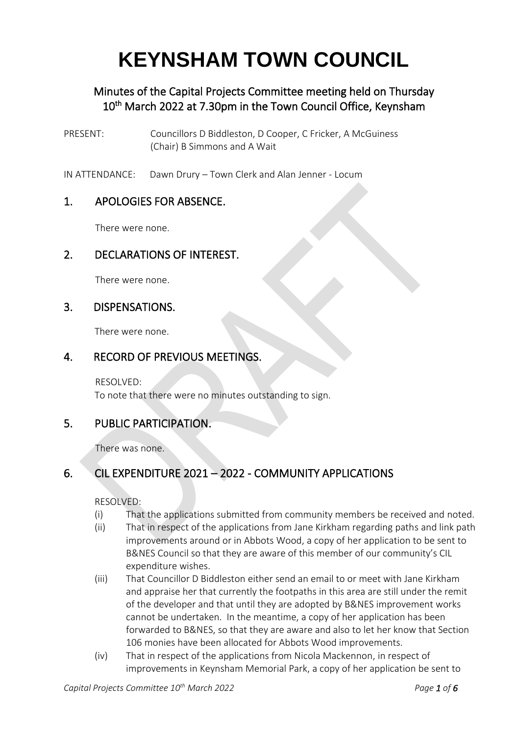# KEYNSHAM TOWN COUNCIL

## Minutes of the Capital Projects Committee meeting held on Thursday 10th March 2022 at 7.30pm in the Town Council Office, Keynsham

PRESENT: Councillors D Biddleston, D Cooper, C Fricker, A McGuiness (Chair) B Simmons and A Wait

IN ATTENDANCE: Dawn Drury – Town Clerk and Alan Jenner - Locum

## 1. APOLOGIES FOR ABSENCE.

There were none.

## 2. DECLARATIONS OF INTEREST.

There were none.

## 3. DISPENSATIONS.

There were none.

## 4. RECORD OF PREVIOUS MEETINGS.

RESOLVED:
To note that there were no minutes outstanding to sign.

## 5. PUBLIC PARTICIPATION.

There was none.

## 6. CIL EXPENDITURE 2021 – 2022 - COMMUNITY APPLICATIONS

RESOLVED:

(i) That the applications submitted from community members be received and noted.

(ii) That in respect of the applications from Jane Kirkham regarding paths and link path improvements around or in Abbots Wood, a copy of her application to be sent to B&NES Council so that they are aware of this member of our community's CIL expenditure wishes.

(iii) That Councillor D Biddleston either send an email to or meet with Jane Kirkham and appraise her that currently the footpaths in this area are still under the remit of the developer and that until they are adopted by B&NES improvement works cannot be undertaken. In the meantime, a copy of her application has been forwarded to B&NES, so that they are aware and also to let her know that Section 106 monies have been allocated for Abbots Wood improvements.

(iv) That in respect of the applications from Nicola Mackennon, in respect of improvements in Keynsham Memorial Park, a copy of her application be sent to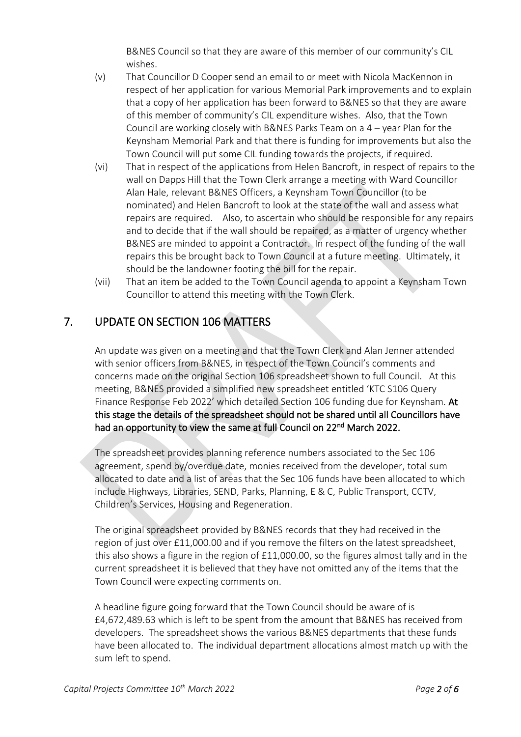B&NES Council so that they are aware of this member of our community's CIL wishes.

(v) That Councillor D Cooper send an email to or meet with Nicola MacKennon in respect of her application for various Memorial Park improvements and to explain that a copy of her application has been forward to B&NES so that they are aware of this member of community's CIL expenditure wishes. Also, that the Town Council are working closely with B&NES Parks Team on a 4 – year Plan for the Keynsham Memorial Park and that there is funding for improvements but also the Town Council will put some CIL funding towards the projects, if required.

(vi) That in respect of the applications from Helen Bancroft, in respect of repairs to the wall on Dapps Hill that the Town Clerk arrange a meeting with Ward Councillor Alan Hale, relevant B&NES Officers, a Keynsham Town Councillor (to be nominated) and Helen Bancroft to look at the state of the wall and assess what repairs are required. Also, to ascertain who should be responsible for any repairs and to decide that if the wall should be repaired, as a matter of urgency whether B&NES are minded to appoint a Contractor. In respect of the funding of the wall repairs this be brought back to Town Council at a future meeting. Ultimately, it should be the landowner footing the bill for the repair.

(vii) That an item be added to the Town Council agenda to appoint a Keynsham Town Councillor to attend this meeting with the Town Clerk.

## 7. UPDATE ON SECTION 106 MATTERS

An update was given on a meeting and that the Town Clerk and Alan Jenner attended with senior officers from B&NES, in respect of the Town Council's comments and concerns made on the original Section 106 spreadsheet shown to full Council. At this meeting, B&NES provided a simplified new spreadsheet entitled 'KTC S106 Query Finance Response Feb 2022' which detailed Section 106 funding due for Keynsham. **At this stage the details of the spreadsheet should not be shared until all Councillors have had an opportunity to view the same at full Council on 22nd March 2022.**

The spreadsheet provides planning reference numbers associated to the Sec 106 agreement, spend by/overdue date, monies received from the developer, total sum allocated to date and a list of areas that the Sec 106 funds have been allocated to which include Highways, Libraries, SEND, Parks, Planning, E & C, Public Transport, CCTV, Children's Services, Housing and Regeneration.

The original spreadsheet provided by B&NES records that they had received in the region of just over £11,000.00 and if you remove the filters on the latest spreadsheet, this also shows a figure in the region of £11,000.00, so the figures almost tally and in the current spreadsheet it is believed that they have not omitted any of the items that the Town Council were expecting comments on.

A headline figure going forward that the Town Council should be aware of is £4,672,489.63 which is left to be spent from the amount that B&NES has received from developers. The spreadsheet shows the various B&NES departments that these funds have been allocated to. The individual department allocations almost match up with the sum left to spend.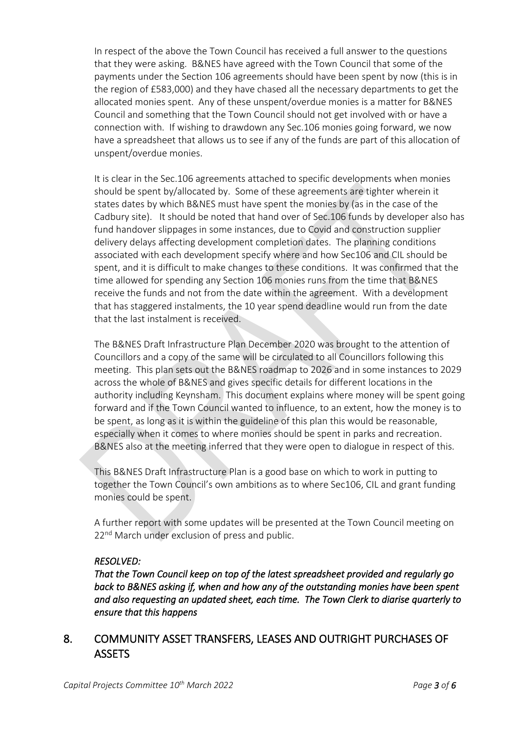In respect of the above the Town Council has received a full answer to the questions that they were asking. B&NES have agreed with the Town Council that some of the payments under the Section 106 agreements should have been spent by now (this is in the region of £583,000) and they have chased all the necessary departments to get the allocated monies spent. Any of these unspent/overdue monies is a matter for B&NES Council and something that the Town Council should not get involved with or have a connection with. If wishing to drawdown any Sec.106 monies going forward, we now have a spreadsheet that allows us to see if any of the funds are part of this allocation of unspent/overdue monies.

It is clear in the Sec.106 agreements attached to specific developments when monies should be spent by/allocated by. Some of these agreements are tighter wherein it states dates by which B&NES must have spent the monies by (as in the case of the Cadbury site). It should be noted that hand over of Sec.106 funds by developer also has fund handover slippages in some instances, due to Covid and construction supplier delivery delays affecting development completion dates. The planning conditions associated with each development specify where and how Sec106 and CIL should be spent, and it is difficult to make changes to these conditions. It was confirmed that the time allowed for spending any Section 106 monies runs from the time that B&NES receive the funds and not from the date within the agreement. With a development that has staggered instalments, the 10 year spend deadline would run from the date that the last instalment is received.

The B&NES Draft Infrastructure Plan December 2020 was brought to the attention of Councillors and a copy of the same will be circulated to all Councillors following this meeting. This plan sets out the B&NES roadmap to 2026 and in some instances to 2029 across the whole of B&NES and gives specific details for different locations in the authority including Keynsham. This document explains where money will be spent going forward and if the Town Council wanted to influence, to an extent, how the money is to be spent, as long as it is within the guideline of this plan this would be reasonable, especially when it comes to where monies should be spent in parks and recreation. B&NES also at the meeting inferred that they were open to dialogue in respect of this.

This B&NES Draft Infrastructure Plan is a good base on which to work in putting to together the Town Council's own ambitions as to where Sec106, CIL and grant funding monies could be spent.

A further report with some updates will be presented at the Town Council meeting on 22nd March under exclusion of press and public.

*RESOLVED:*
*That the Town Council keep on top of the latest spreadsheet provided and regularly go back to B&NES asking if, when and how any of the outstanding monies have been spent and also requesting an updated sheet, each time. The Town Clerk to diarise quarterly to ensure that this happens*

## 8. COMMUNITY ASSET TRANSFERS, LEASES AND OUTRIGHT PURCHASES OF ASSETS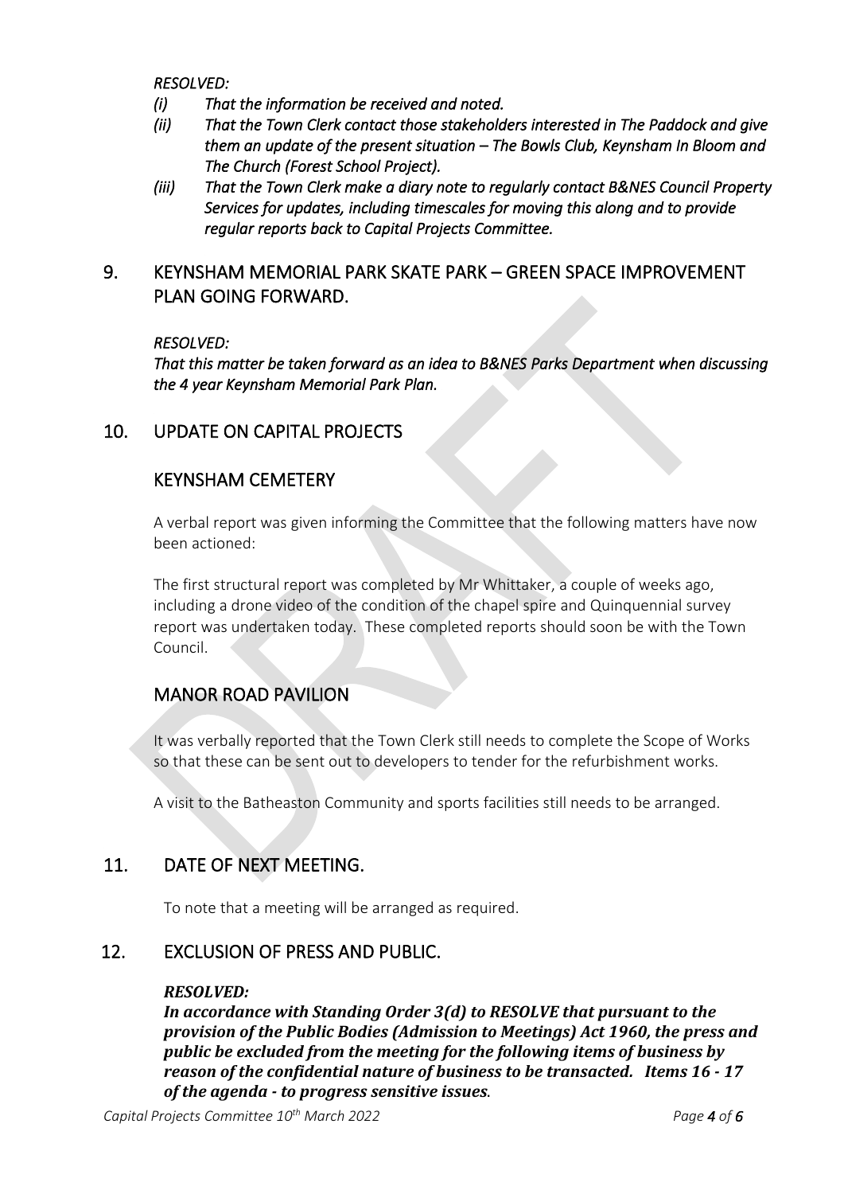*RESOLVED:*

*(i) That the information be received and noted.*

*(ii) That the Town Clerk contact those stakeholders interested in The Paddock and give them an update of the present situation – The Bowls Club, Keynsham In Bloom and The Church (Forest School Project).*

*(iii) That the Town Clerk make a diary note to regularly contact B&NES Council Property Services for updates, including timescales for moving this along and to provide regular reports back to Capital Projects Committee.*

## 9. KEYNSHAM MEMORIAL PARK SKATE PARK – GREEN SPACE IMPROVEMENT PLAN GOING FORWARD.

*RESOLVED:*
*That this matter be taken forward as an idea to B&NES Parks Department when discussing the 4 year Keynsham Memorial Park Plan.*

## 10. UPDATE ON CAPITAL PROJECTS

### KEYNSHAM CEMETERY

A verbal report was given informing the Committee that the following matters have now been actioned:

The first structural report was completed by Mr Whittaker, a couple of weeks ago, including a drone video of the condition of the chapel spire and Quinquennial survey report was undertaken today. These completed reports should soon be with the Town Council.

### MANOR ROAD PAVILION

It was verbally reported that the Town Clerk still needs to complete the Scope of Works so that these can be sent out to developers to tender for the refurbishment works.

A visit to the Batheaston Community and sports facilities still needs to be arranged.

## 11. DATE OF NEXT MEETING.

To note that a meeting will be arranged as required.

## 12. EXCLUSION OF PRESS AND PUBLIC.

***RESOLVED:***
***In accordance with Standing Order 3(d) to RESOLVE that pursuant to the provision of the Public Bodies (Admission to Meetings) Act 1960, the press and public be excluded from the meeting for the following items of business by reason of the confidential nature of business to be transacted. Items 16 - 17 of the agenda - to progress sensitive issues.***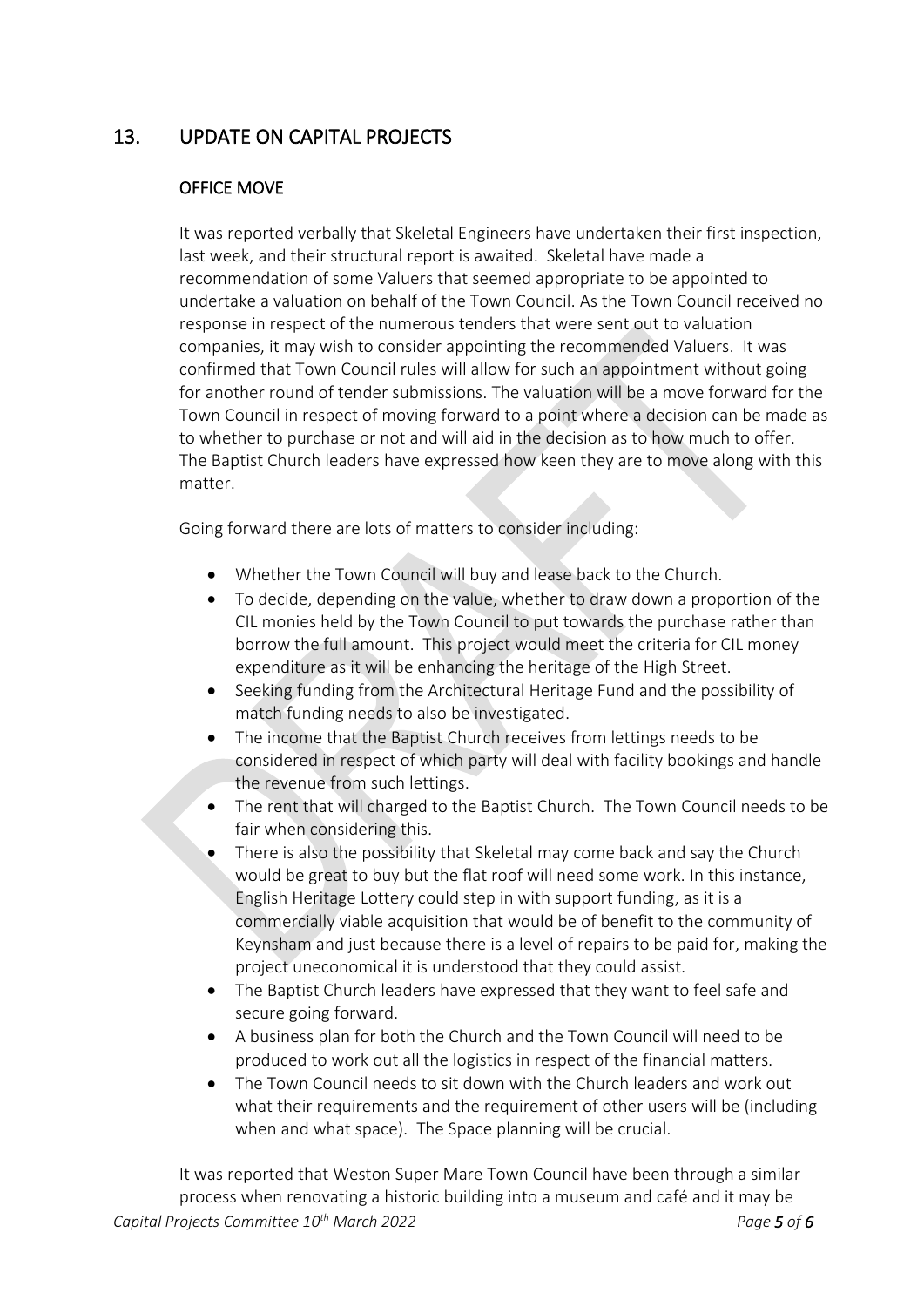## 13. UPDATE ON CAPITAL PROJECTS

### OFFICE MOVE

It was reported verbally that Skeletal Engineers have undertaken their first inspection, last week, and their structural report is awaited. Skeletal have made a recommendation of some Valuers that seemed appropriate to be appointed to undertake a valuation on behalf of the Town Council. As the Town Council received no response in respect of the numerous tenders that were sent out to valuation companies, it may wish to consider appointing the recommended Valuers. It was confirmed that Town Council rules will allow for such an appointment without going for another round of tender submissions. The valuation will be a move forward for the Town Council in respect of moving forward to a point where a decision can be made as to whether to purchase or not and will aid in the decision as to how much to offer. The Baptist Church leaders have expressed how keen they are to move along with this matter.

Going forward there are lots of matters to consider including:

- Whether the Town Council will buy and lease back to the Church.
- To decide, depending on the value, whether to draw down a proportion of the CIL monies held by the Town Council to put towards the purchase rather than borrow the full amount. This project would meet the criteria for CIL money expenditure as it will be enhancing the heritage of the High Street.
- Seeking funding from the Architectural Heritage Fund and the possibility of match funding needs to also be investigated.
- The income that the Baptist Church receives from lettings needs to be considered in respect of which party will deal with facility bookings and handle the revenue from such lettings.
- The rent that will charged to the Baptist Church. The Town Council needs to be fair when considering this.
- There is also the possibility that Skeletal may come back and say the Church would be great to buy but the flat roof will need some work. In this instance, English Heritage Lottery could step in with support funding, as it is a commercially viable acquisition that would be of benefit to the community of Keynsham and just because there is a level of repairs to be paid for, making the project uneconomical it is understood that they could assist.
- The Baptist Church leaders have expressed that they want to feel safe and secure going forward.
- A business plan for both the Church and the Town Council will need to be produced to work out all the logistics in respect of the financial matters.
- The Town Council needs to sit down with the Church leaders and work out what their requirements and the requirement of other users will be (including when and what space). The Space planning will be crucial.

It was reported that Weston Super Mare Town Council have been through a similar process when renovating a historic building into a museum and café and it may be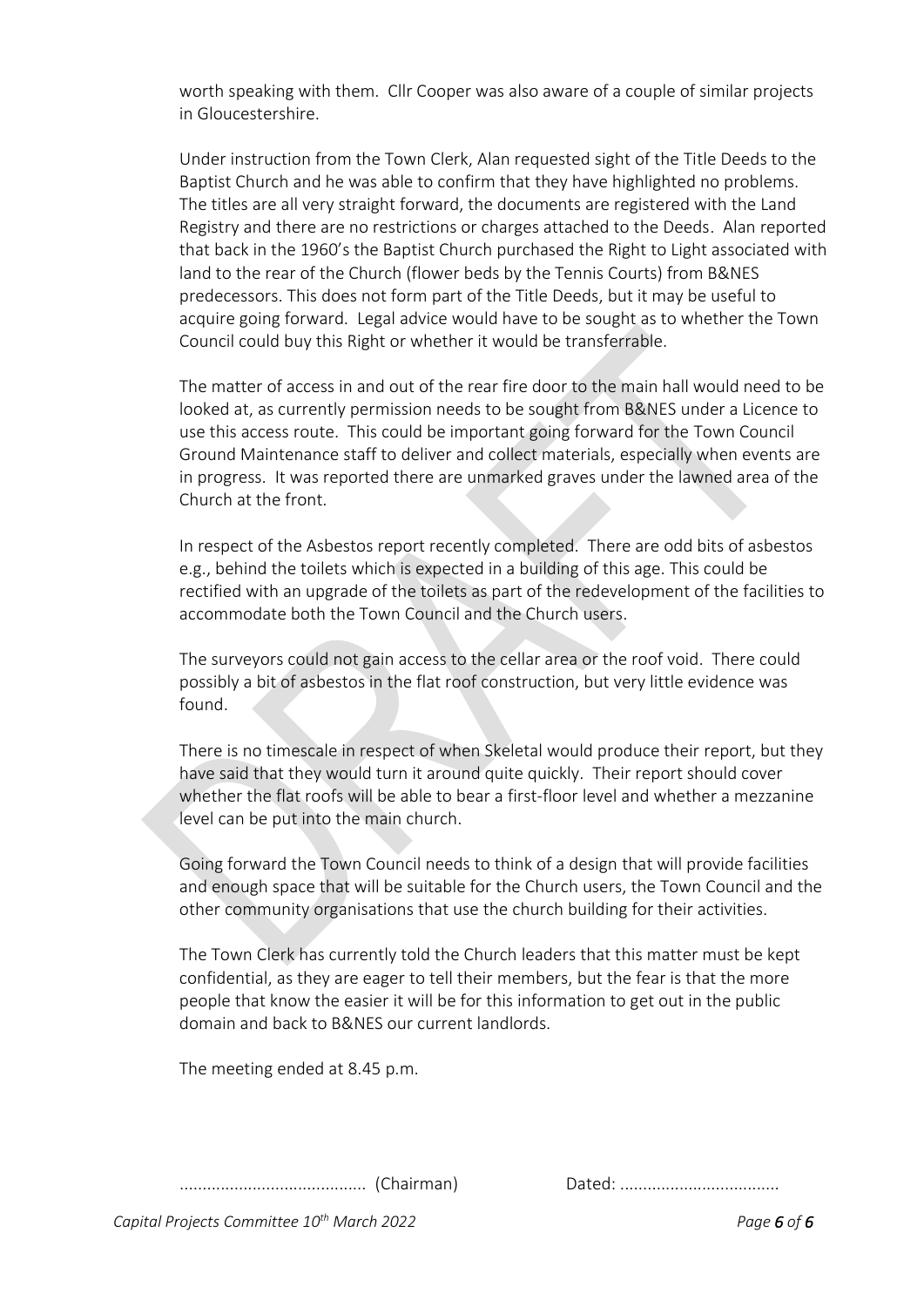worth speaking with them. Cllr Cooper was also aware of a couple of similar projects in Gloucestershire.

Under instruction from the Town Clerk, Alan requested sight of the Title Deeds to the Baptist Church and he was able to confirm that they have highlighted no problems. The titles are all very straight forward, the documents are registered with the Land Registry and there are no restrictions or charges attached to the Deeds. Alan reported that back in the 1960's the Baptist Church purchased the Right to Light associated with land to the rear of the Church (flower beds by the Tennis Courts) from B&NES predecessors. This does not form part of the Title Deeds, but it may be useful to acquire going forward. Legal advice would have to be sought as to whether the Town Council could buy this Right or whether it would be transferrable.

The matter of access in and out of the rear fire door to the main hall would need to be looked at, as currently permission needs to be sought from B&NES under a Licence to use this access route. This could be important going forward for the Town Council Ground Maintenance staff to deliver and collect materials, especially when events are in progress. It was reported there are unmarked graves under the lawned area of the Church at the front.

In respect of the Asbestos report recently completed. There are odd bits of asbestos e.g., behind the toilets which is expected in a building of this age. This could be rectified with an upgrade of the toilets as part of the redevelopment of the facilities to accommodate both the Town Council and the Church users.

The surveyors could not gain access to the cellar area or the roof void. There could possibly a bit of asbestos in the flat roof construction, but very little evidence was found.

There is no timescale in respect of when Skeletal would produce their report, but they have said that they would turn it around quite quickly. Their report should cover whether the flat roofs will be able to bear a first-floor level and whether a mezzanine level can be put into the main church.

Going forward the Town Council needs to think of a design that will provide facilities and enough space that will be suitable for the Church users, the Town Council and the other community organisations that use the church building for their activities.

The Town Clerk has currently told the Church leaders that this matter must be kept confidential, as they are eager to tell their members, but the fear is that the more people that know the easier it will be for this information to get out in the public domain and back to B&NES our current landlords.

The meeting ended at 8.45 p.m.

........................................ (Chairman) Dated: ..................................

*Capital Projects Committee 10th March 2022*